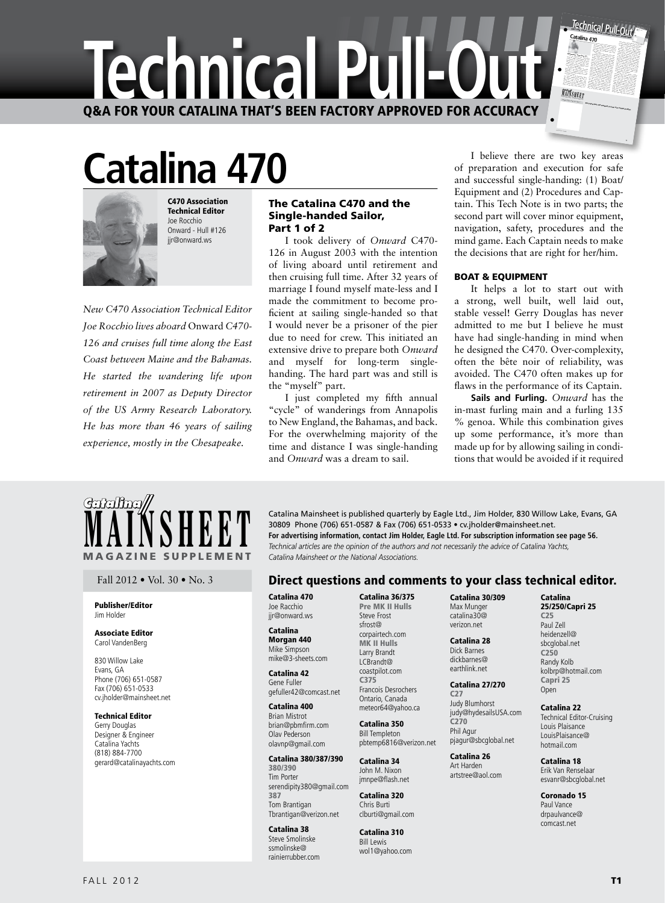# Technical Pull-Out

**Q&A FOR YOUR CATALINA THAT'S BEEN FACTORY APPROVED FOR ACCURACY**

# Catalina 470

**C470 Association Technical Editor**
Joe Rocchio
Onward - Hull #126
jjr@onward.ws

*New C470 Association Technical Editor Joe Rocchio lives aboard* Onward *C470-126 and cruises full time along the East Coast between Maine and the Bahamas. He started the wandering life upon retirement in 2007 as Deputy Director of the US Army Research Laboratory. He has more than 46 years of sailing experience, mostly in the Chesapeake.*

## The Catalina C470 and the Single-handed Sailor, Part 1 of 2

I took delivery of *Onward* C470-126 in August 2003 with the intention of living aboard until retirement and then cruising full time. After 32 years of marriage I found myself mate-less and I made the commitment to become proficient at sailing single-handed so that I would never be a prisoner of the pier due to need for crew. This initiated an extensive drive to prepare both *Onward* and myself for long-term single-handing. The hard part was and still is the "myself" part.

I just completed my fifth annual "cycle" of wanderings from Annapolis to New England, the Bahamas, and back. For the overwhelming majority of the time and distance I was single-handing and *Onward* was a dream to sail.

I believe there are two key areas of preparation and execution for safe and successful single-handing: (1) Boat/Equipment and (2) Procedures and Captain. This Tech Note is in two parts; the second part will cover minor equipment, navigation, safety, procedures and the mind game. Each Captain needs to make the decisions that are right for her/him.

### BOAT & EQUIPMENT

It helps a lot to start out with a strong, well built, well laid out, stable vessel! Gerry Douglas has never admitted to me but I believe he must have had single-handing in mind when he designed the C470. Over-complexity, often the bête noir of reliability, was avoided. The C470 often makes up for flaws in the performance of its Captain.

**Sails and Furling.** *Onward* has the in-mast furling main and a furling 135 % genoa. While this combination gives up some performance, it's more than made up for by allowing sailing in conditions that would be avoided if it required

---

**Catalina MAINSHEET MAGAZINE SUPPLEMENT**

Fall 2012 • Vol. 30 • No. 3

**Publisher/Editor**
Jim Holder

**Associate Editor**
Carol VandenBerg

830 Willow Lake
Evans, GA
Phone (706) 651-0587
Fax (706) 651-0533
cv.jholder@mainsheet.net

**Technical Editor**
Gerry Douglas
Designer & Engineer
Catalina Yachts
(818) 884-7700
gerard@catalinayachts.com

Catalina Mainsheet is published quarterly by Eagle Ltd., Jim Holder, 830 Willow Lake, Evans, GA 30809 Phone (706) 651-0587 & Fax (706) 651-0533 • cv.jholder@mainsheet.net.
**For advertising information, contact Jim Holder, Eagle Ltd. For subscription information see page 56.**
*Technical articles are the opinion of the authors and not necessarily the advice of Catalina Yachts, Catalina Mainsheet or the National Associations.*

## Direct questions and comments to your class technical editor.

**Catalina 470**
Joe Racchio
jjr@onward.ws

**Catalina Morgan 440**
Mike Simpson
mike@3-sheets.com

**Catalina 42**
Gene Fuller
gefuller42@comcast.net

**Catalina 400**
Brian Mistrot
brian@pbmfirm.com
Olav Pederson
olavnp@gmail.com

**Catalina 380/387/390**
**380/390**
Tim Porter
serendipity380@gmail.com
**387**
Tom Brantigan
Tbrantigan@verizon.net

**Catalina 38**
Steve Smolinske
ssmolinske@rainierrubber.com

**Catalina 36/375**
**Pre MK II Hulls**
Steve Frost
sfrost@corpairtech.com
**MK II Hulls**
Larry Brandt
LCBrandt@coastpilot.com
**C375**
Francois Desrochers
Ontario, Canada
meteor64@yahoo.ca

**Catalina 350**
Bill Templeton
pbtemp6816@verizon.net

**Catalina 34**
John M. Nixon
jmnpe@flash.net

**Catalina 320**
Chris Burti
clburti@gmail.com

**Catalina 310**
Bill Lewis
wol1@yahoo.com

**Catalina 30/309**
Max Munger
catalina30@verizon.net

**Catalina 28**
Dick Barnes
dickbarnes@earthlink.net

**Catalina 27/270**
**C27**
Judy Blumhorst
judy@hydesailsUSA.com
**C270**
Phil Agur
pjagur@sbcglobal.net

**Catalina 26**
Art Harden
artstree@aol.com

**Catalina 25/250/Capri 25**
**C25**
Paul Zell
heidenzell@sbcglobal.net
**C250**
Randy Kolb
kolbrp@hotmail.com
**Capri 25**
Open

**Catalina 22**
Technical Editor-Cruising
Louis Plaisance
LouisPlaisance@hotmail.com

**Catalina 18**
Erik Van Renselaar
esvanr@sbcglobal.net

**Coronado 15**
Paul Vance
drpaulvance@comcast.net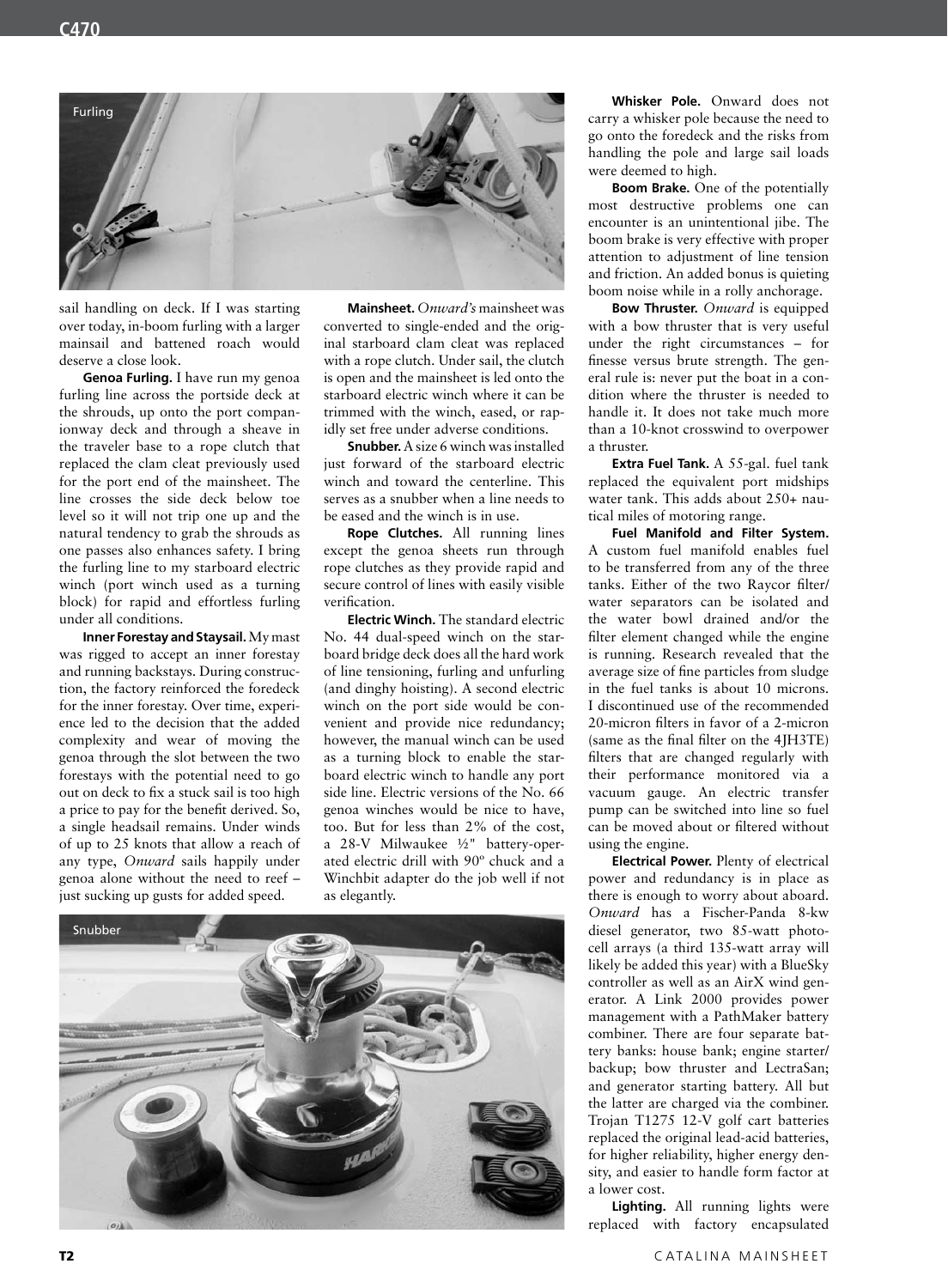Furling

sail handling on deck. If I was starting over today, in-boom furling with a larger mainsail and battened roach would deserve a close look.

**Genoa Furling.** I have run my genoa furling line across the portside deck at the shrouds, up onto the port companionway deck and through a sheave in the traveler base to a rope clutch that replaced the clam cleat previously used for the port end of the mainsheet. The line crosses the side deck below toe level so it will not trip one up and the natural tendency to grab the shrouds as one passes also enhances safety. I bring the furling line to my starboard electric winch (port winch used as a turning block) for rapid and effortless furling under all conditions.

**Inner Forestay and Staysail.** My mast was rigged to accept an inner forestay and running backstays. During construction, the factory reinforced the foredeck for the inner forestay. Over time, experience led to the decision that the added complexity and wear of moving the genoa through the slot between the two forestays with the potential need to go out on deck to fix a stuck sail is too high a price to pay for the benefit derived. So, a single headsail remains. Under winds of up to 25 knots that allow a reach of any type, *Onward* sails happily under genoa alone without the need to reef – just sucking up gusts for added speed.

**Mainsheet.** *Onward's* mainsheet was converted to single-ended and the original starboard clam cleat was replaced with a rope clutch. Under sail, the clutch is open and the mainsheet is led onto the starboard electric winch where it can be trimmed with the winch, eased, or rapidly set free under adverse conditions.

**Snubber.** A size 6 winch was installed just forward of the starboard electric winch and toward the centerline. This serves as a snubber when a line needs to be eased and the winch is in use.

**Rope Clutches.** All running lines except the genoa sheets run through rope clutches as they provide rapid and secure control of lines with easily visible verification.

**Electric Winch.** The standard electric No. 44 dual-speed winch on the starboard bridge deck does all the hard work of line tensioning, furling and unfurling (and dinghy hoisting). A second electric winch on the port side would be convenient and provide nice redundancy; however, the manual winch can be used as a turning block to enable the starboard electric winch to handle any port side line. Electric versions of the No. 66 genoa winches would be nice to have, too. But for less than 2% of the cost, a 28-V Milwaukee ½" battery-operated electric drill with 90º chuck and a Winchbit adapter do the job well if not as elegantly.

Snubber

**Whisker Pole.** Onward does not carry a whisker pole because the need to go onto the foredeck and the risks from handling the pole and large sail loads were deemed to high.

**Boom Brake.** One of the potentially most destructive problems one can encounter is an unintentional jibe. The boom brake is very effective with proper attention to adjustment of line tension and friction. An added bonus is quieting boom noise while in a rolly anchorage.

**Bow Thruster.** *Onward* is equipped with a bow thruster that is very useful under the right circumstances – for finesse versus brute strength. The general rule is: never put the boat in a condition where the thruster is needed to handle it. It does not take much more than a 10-knot crosswind to overpower a thruster.

**Extra Fuel Tank.** A 55-gal. fuel tank replaced the equivalent port midships water tank. This adds about 250+ nautical miles of motoring range.

**Fuel Manifold and Filter System.** A custom fuel manifold enables fuel to be transferred from any of the three tanks. Either of the two Raycor filter/water separators can be isolated and the water bowl drained and/or the filter element changed while the engine is running. Research revealed that the average size of fine particles from sludge in the fuel tanks is about 10 microns. I discontinued use of the recommended 20-micron filters in favor of a 2-micron (same as the final filter on the 4JH3TE) filters that are changed regularly with their performance monitored via a vacuum gauge. An electric transfer pump can be switched into line so fuel can be moved about or filtered without using the engine.

**Electrical Power.** Plenty of electrical power and redundancy is in place as there is enough to worry about aboard. *Onward* has a Fischer-Panda 8-kw diesel generator, two 85-watt photocell arrays (a third 135-watt array will likely be added this year) with a BlueSky controller as well as an AirX wind generator. A Link 2000 provides power management with a PathMaker battery combiner. There are four separate battery banks: house bank; engine starter/backup; bow thruster and LectraSan; and generator starting battery. All but the latter are charged via the combiner. Trojan T1275 12-V golf cart batteries replaced the original lead-acid batteries, for higher reliability, higher energy density, and easier to handle form factor at a lower cost.

**Lighting.** All running lights were replaced with factory encapsulated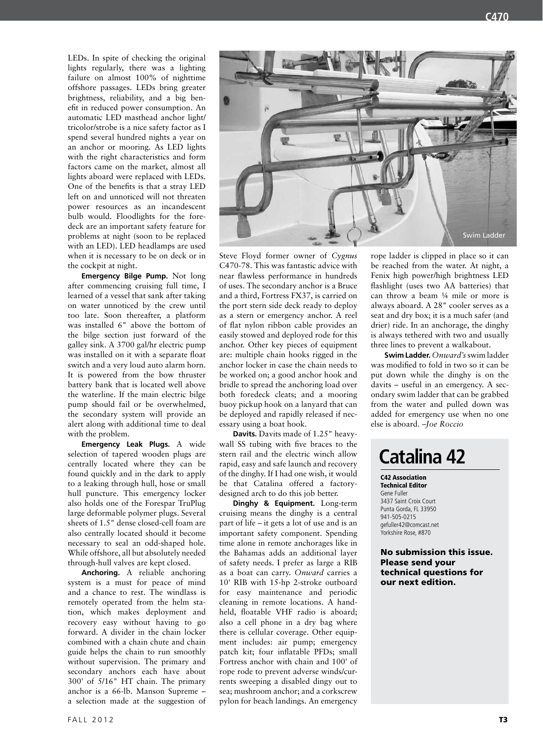LEDs. In spite of checking the original lights regularly, there was a lighting failure on almost 100% of nighttime offshore passages. LEDs bring greater brightness, reliability, and a big benefit in reduced power consumption. An automatic LED masthead anchor light/tricolor/strobe is a nice safety factor as I spend several hundred nights a year on an anchor or mooring. As LED lights with the right characteristics and form factors came on the market, almost all lights aboard were replaced with LEDs. One of the benefits is that a stray LED left on and unnoticed will not threaten power resources as an incandescent bulb would. Floodlights for the foredeck are an important safety feature for problems at night (soon to be replaced with an LED). LED headlamps are used when it is necessary to be on deck or in the cockpit at night.

**Emergency Bilge Pump.** Not long after commencing cruising full time, I learned of a vessel that sank after taking on water unnoticed by the crew until too late. Soon thereafter, a platform was installed 6" above the bottom of the bilge section just forward of the galley sink. A 3700 gal/hr electric pump was installed on it with a separate float switch and a very loud auto alarm horn. It is powered from the bow thruster battery bank that is located well above the waterline. If the main electric bilge pump should fail or be overwhelmed, the secondary system will provide an alert along with additional time to deal with the problem.

**Emergency Leak Plugs.** A wide selection of tapered wooden plugs are centrally located where they can be found quickly and in the dark to apply to a leaking through hull, hose or small hull puncture. This emergency locker also holds one of the Forespar TruPlug large deformable polymer plugs. Several sheets of 1.5" dense closed-cell foam are also centrally located should it become necessary to seal an odd-shaped hole. While offshore, all but absolutely needed through-hull valves are kept closed.

**Anchoring.** A reliable anchoring system is a must for peace of mind and a chance to rest. The windlass is remotely operated from the helm station, which makes deployment and recovery easy without having to go forward. A divider in the chain locker combined with a chain chute and chain guide helps the chain to run smoothly without supervision. The primary and secondary anchors each have about 300' of 5/16" HT chain. The primary anchor is a 66-lb. Manson Supreme – a selection made at the suggestion of Steve Floyd former owner of *Cygnus* C470-78. This was fantastic advice with near flawless performance in hundreds of uses. The secondary anchor is a Bruce and a third, Fortress FX37, is carried on the port stern side deck ready to deploy as a stern or emergency anchor. A reel of flat nylon ribbon cable provides an easily stowed and deployed rode for this anchor. Other key pieces of equipment are: multiple chain hooks rigged in the anchor locker in case the chain needs to be worked on; a good anchor hook and bridle to spread the anchoring load over both foredeck cleats; and a mooring buoy pickup hook on a lanyard that can be deployed and rapidly released if necessary using a boat hook.

Swim Ladder

**Davits.** Davits made of 1.25" heavy-wall SS tubing with five braces to the stern rail and the electric winch allow rapid, easy and safe launch and recovery of the dinghy. If I had one wish, it would be that Catalina offered a factory-designed arch to do this job better.

**Dinghy & Equipment.** Long-term cruising means the dinghy is a central part of life – it gets a lot of use and is an important safety component. Spending time alone in remote anchorages like in the Bahamas adds an additional layer of safety needs. I prefer as large a RIB as a boat can carry. *Onward* carries a 10' RIB with 15-hp 2-stroke outboard for easy maintenance and periodic cleaning in remote locations. A handheld, floatable VHF radio is aboard; also a cell phone in a dry bag where there is cellular coverage. Other equipment includes: air pump; emergency patch kit; four inflatable PFDs; small Fortress anchor with chain and 100' of rope rode to prevent adverse winds/currents sweeping a disabled dingy out to sea; mushroom anchor; and a corkscrew pylon for beach landings. An emergency rope ladder is clipped in place so it can be reached from the water. At night, a Fenix high power/high brightness LED flashlight (uses two AA batteries) that can throw a beam ¼ mile or more is always aboard. A 28" cooler serves as a seat and dry box; it is a much safer (and drier) ride. In an anchorage, the dinghy is always tethered with two and usually three lines to prevent a walkabout.

**Swim Ladder.** *Onward's* swim ladder was modified to fold in two so it can be put down while the dinghy is on the davits – useful in an emergency. A secondary swim ladder that can be grabbed from the water and pulled down was added for emergency use when no one else is aboard. *–Joe Roccio*

# Catalina 42

**C42 Association**
**Technical Editor**
Gene Fuller
3437 Saint Croix Court
Punta Gorda, FL 33950
941-505-0215
gefuller42@comcast.net
Yorkshire Rose, #870

**No submission this issue. Please send your technical questions for our next edition.**